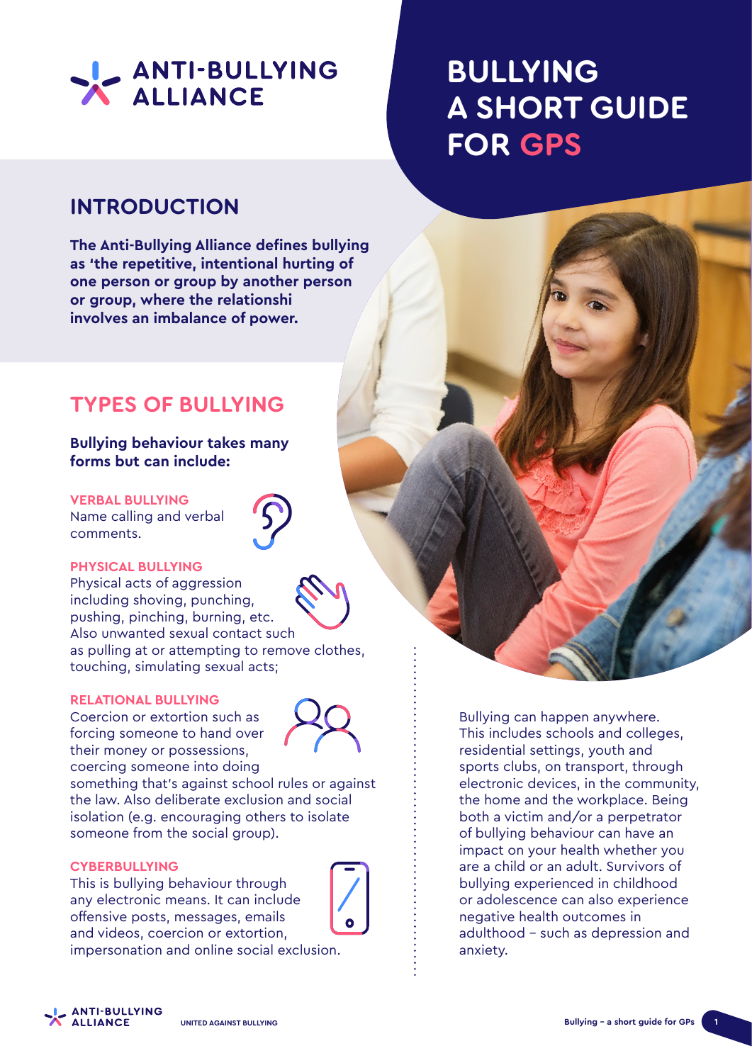# BULLYING A SHORT GUIDE FOR GPS

## INTRODUCTION

**The Anti-Bullying Alliance defines bullying as 'the repetitive, intentional hurting of one person or group by another person or group, where the relationshi involves an imbalance of power.**

## TYPES OF BULLYING

**Bullying behaviour takes many forms but can include:**

**VERBAL BULLYING**
Name calling and verbal comments.

**PHYSICAL BULLYING**
Physical acts of aggression including shoving, punching, pushing, pinching, burning, etc. Also unwanted sexual contact such as pulling at or attempting to remove clothes, touching, simulating sexual acts;

**RELATIONAL BULLYING**
Coercion or extortion such as forcing someone to hand over their money or possessions, coercing someone into doing something that's against school rules or against the law. Also deliberate exclusion and social isolation (e.g. encouraging others to isolate someone from the social group).

**CYBERBULLYING**
This is bullying behaviour through any electronic means. It can include offensive posts, messages, emails and videos, coercion or extortion, impersonation and online social exclusion.

Bullying can happen anywhere. This includes schools and colleges, residential settings, youth and sports clubs, on transport, through electronic devices, in the community, the home and the workplace. Being both a victim and/or a perpetrator of bullying behaviour can have an impact on your health whether you are a child or an adult. Survivors of bullying experienced in childhood or adolescence can also experience negative health outcomes in adulthood – such as depression and anxiety.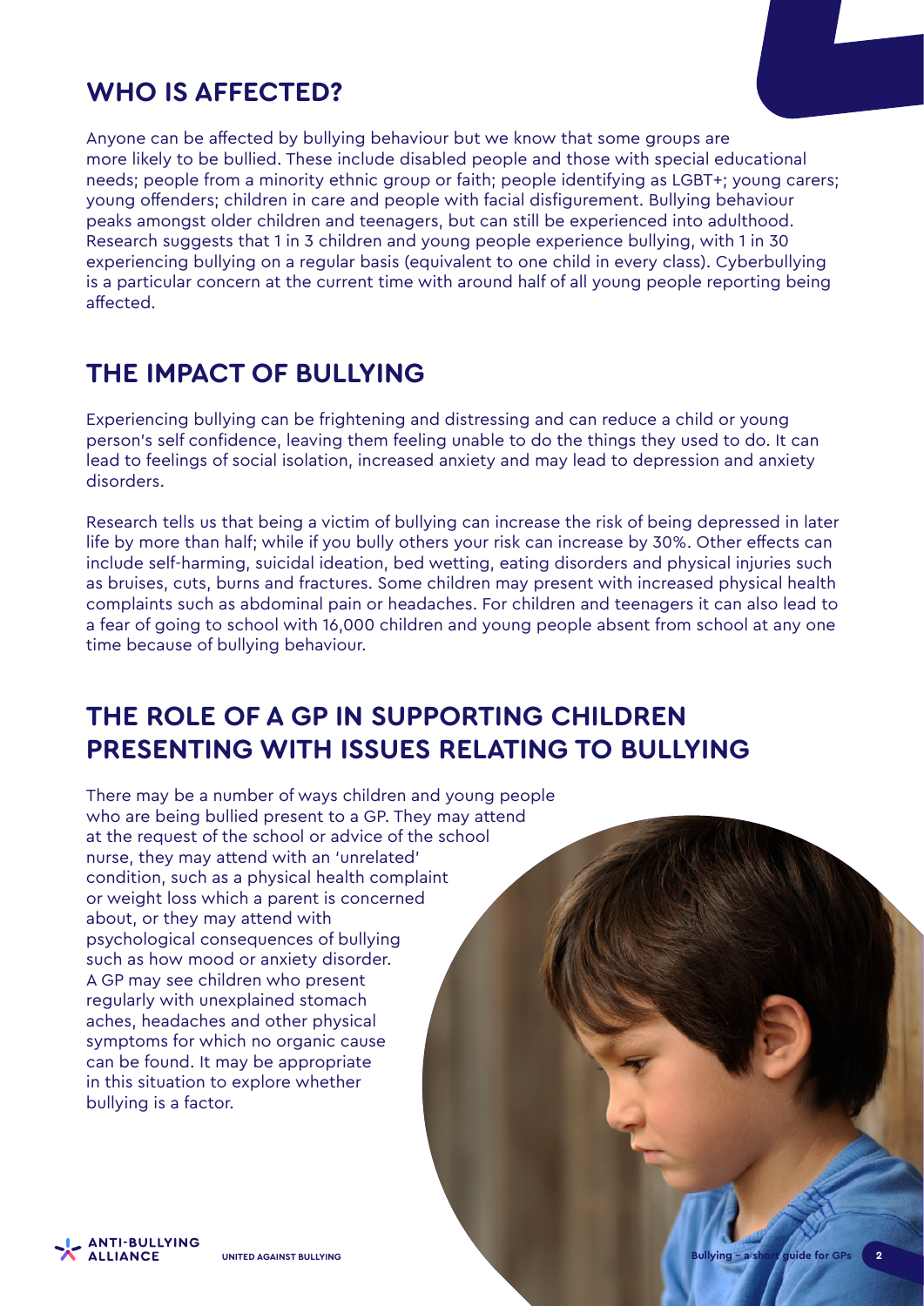## WHO IS AFFECTED?

Anyone can be affected by bullying behaviour but we know that some groups are more likely to be bullied. These include disabled people and those with special educational needs; people from a minority ethnic group or faith; people identifying as LGBT+; young carers; young offenders; children in care and people with facial disfigurement. Bullying behaviour peaks amongst older children and teenagers, but can still be experienced into adulthood. Research suggests that 1 in 3 children and young people experience bullying, with 1 in 30 experiencing bullying on a regular basis (equivalent to one child in every class). Cyberbullying is a particular concern at the current time with around half of all young people reporting being affected.

## THE IMPACT OF BULLYING

Experiencing bullying can be frightening and distressing and can reduce a child or young person's self confidence, leaving them feeling unable to do the things they used to do. It can lead to feelings of social isolation, increased anxiety and may lead to depression and anxiety disorders.

Research tells us that being a victim of bullying can increase the risk of being depressed in later life by more than half; while if you bully others your risk can increase by 30%. Other effects can include self-harming, suicidal ideation, bed wetting, eating disorders and physical injuries such as bruises, cuts, burns and fractures. Some children may present with increased physical health complaints such as abdominal pain or headaches. For children and teenagers it can also lead to a fear of going to school with 16,000 children and young people absent from school at any one time because of bullying behaviour.

## THE ROLE OF A GP IN SUPPORTING CHILDREN PRESENTING WITH ISSUES RELATING TO BULLYING

There may be a number of ways children and young people who are being bullied present to a GP. They may attend at the request of the school or advice of the school nurse, they may attend with an 'unrelated' condition, such as a physical health complaint or weight loss which a parent is concerned about, or they may attend with psychological consequences of bullying such as how mood or anxiety disorder. A GP may see children who present regularly with unexplained stomach aches, headaches and other physical symptoms for which no organic cause can be found. It may be appropriate in this situation to explore whether bullying is a factor.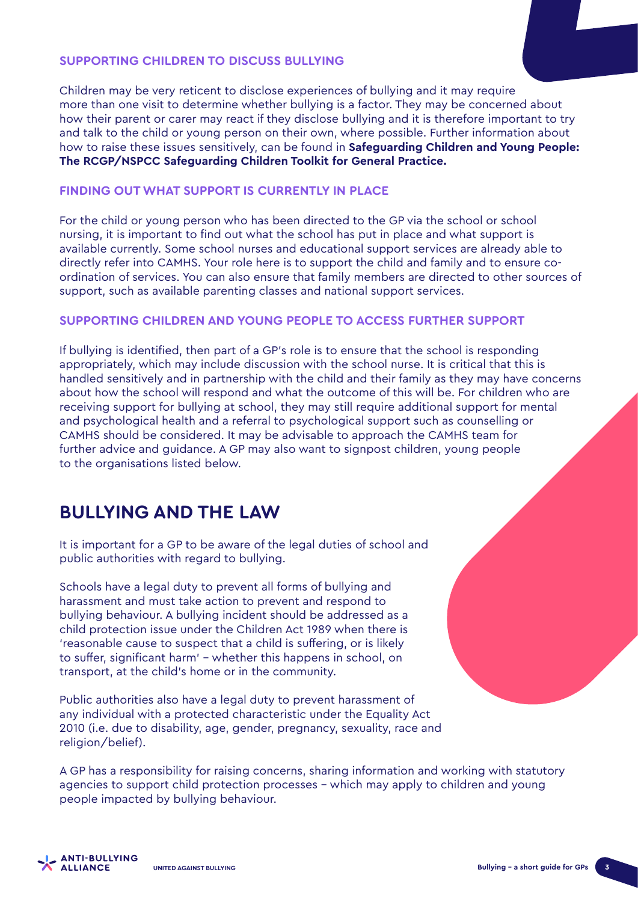### SUPPORTING CHILDREN TO DISCUSS BULLYING

Children may be very reticent to disclose experiences of bullying and it may require more than one visit to determine whether bullying is a factor. They may be concerned about how their parent or carer may react if they disclose bullying and it is therefore important to try and talk to the child or young person on their own, where possible. Further information about how to raise these issues sensitively, can be found in **Safeguarding Children and Young People: The RCGP/NSPCC Safeguarding Children Toolkit for General Practice.**

### FINDING OUT WHAT SUPPORT IS CURRENTLY IN PLACE

For the child or young person who has been directed to the GP via the school or school nursing, it is important to find out what the school has put in place and what support is available currently. Some school nurses and educational support services are already able to directly refer into CAMHS. Your role here is to support the child and family and to ensure co-ordination of services. You can also ensure that family members are directed to other sources of support, such as available parenting classes and national support services.

### SUPPORTING CHILDREN AND YOUNG PEOPLE TO ACCESS FURTHER SUPPORT

If bullying is identified, then part of a GP's role is to ensure that the school is responding appropriately, which may include discussion with the school nurse. It is critical that this is handled sensitively and in partnership with the child and their family as they may have concerns about how the school will respond and what the outcome of this will be. For children who are receiving support for bullying at school, they may still require additional support for mental and psychological health and a referral to psychological support such as counselling or CAMHS should be considered. It may be advisable to approach the CAMHS team for further advice and guidance. A GP may also want to signpost children, young people to the organisations listed below.

## BULLYING AND THE LAW

It is important for a GP to be aware of the legal duties of school and public authorities with regard to bullying.

Schools have a legal duty to prevent all forms of bullying and harassment and must take action to prevent and respond to bullying behaviour. A bullying incident should be addressed as a child protection issue under the Children Act 1989 when there is 'reasonable cause to suspect that a child is suffering, or is likely to suffer, significant harm' – whether this happens in school, on transport, at the child's home or in the community.

Public authorities also have a legal duty to prevent harassment of any individual with a protected characteristic under the Equality Act 2010 (i.e. due to disability, age, gender, pregnancy, sexuality, race and religion/belief).

A GP has a responsibility for raising concerns, sharing information and working with statutory agencies to support child protection processes – which may apply to children and young people impacted by bullying behaviour.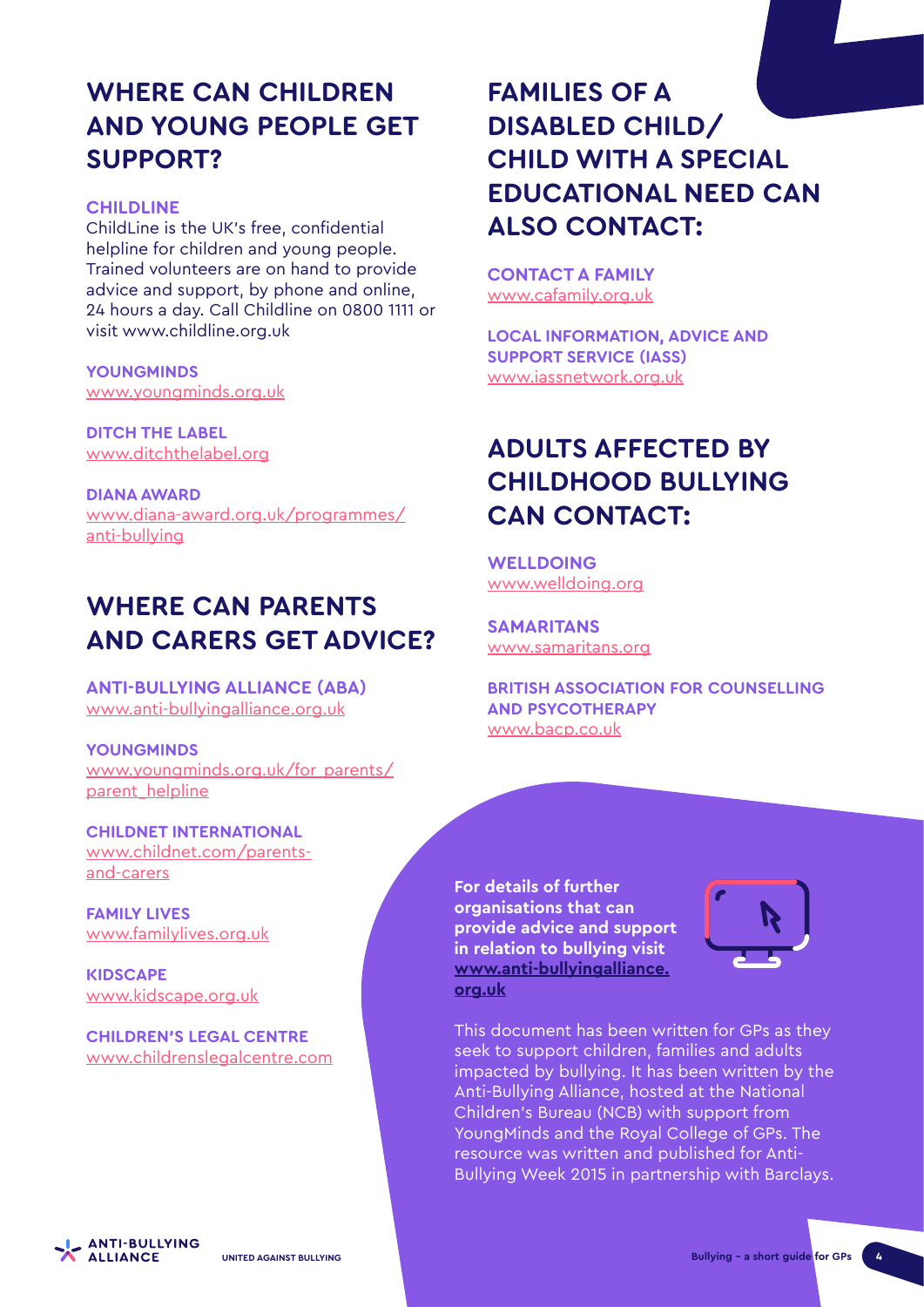## WHERE CAN CHILDREN AND YOUNG PEOPLE GET SUPPORT?

**CHILDLINE**
ChildLine is the UK's free, confidential helpline for children and young people. Trained volunteers are on hand to provide advice and support, by phone and online, 24 hours a day. Call Childline on 0800 1111 or visit www.childline.org.uk

**YOUNGMINDS**
www.youngminds.org.uk

**DITCH THE LABEL**
www.ditchthelabel.org

**DIANA AWARD**
www.diana-award.org.uk/programmes/anti-bullying

## WHERE CAN PARENTS AND CARERS GET ADVICE?

**ANTI-BULLYING ALLIANCE (ABA)**
www.anti-bullyingalliance.org.uk

**YOUNGMINDS**
www.youngminds.org.uk/for_parents/parent_helpline

**CHILDNET INTERNATIONAL**
www.childnet.com/parents-and-carers

**FAMILY LIVES**
www.familylives.org.uk

**KIDSCAPE**
www.kidscape.org.uk

**CHILDREN'S LEGAL CENTRE**
www.childrenslegalcentre.com

## FAMILIES OF A DISABLED CHILD/ CHILD WITH A SPECIAL EDUCATIONAL NEED CAN ALSO CONTACT:

**CONTACT A FAMILY**
www.cafamily.org.uk

**LOCAL INFORMATION, ADVICE AND SUPPORT SERVICE (IASS)**
www.iassnetwork.org.uk

## ADULTS AFFECTED BY CHILDHOOD BULLYING CAN CONTACT:

**WELLDOING**
www.welldoing.org

**SAMARITANS**
www.samaritans.org

**BRITISH ASSOCIATION FOR COUNSELLING AND PSYCOTHERAPY**
www.bacp.co.uk

**For details of further organisations that can provide advice and support in relation to bullying visit www.anti-bullyingalliance.org.uk**

This document has been written for GPs as they seek to support children, families and adults impacted by bullying. It has been written by the Anti-Bullying Alliance, hosted at the National Children's Bureau (NCB) with support from YoungMinds and the Royal College of GPs. The resource was written and published for Anti-Bullying Week 2015 in partnership with Barclays.